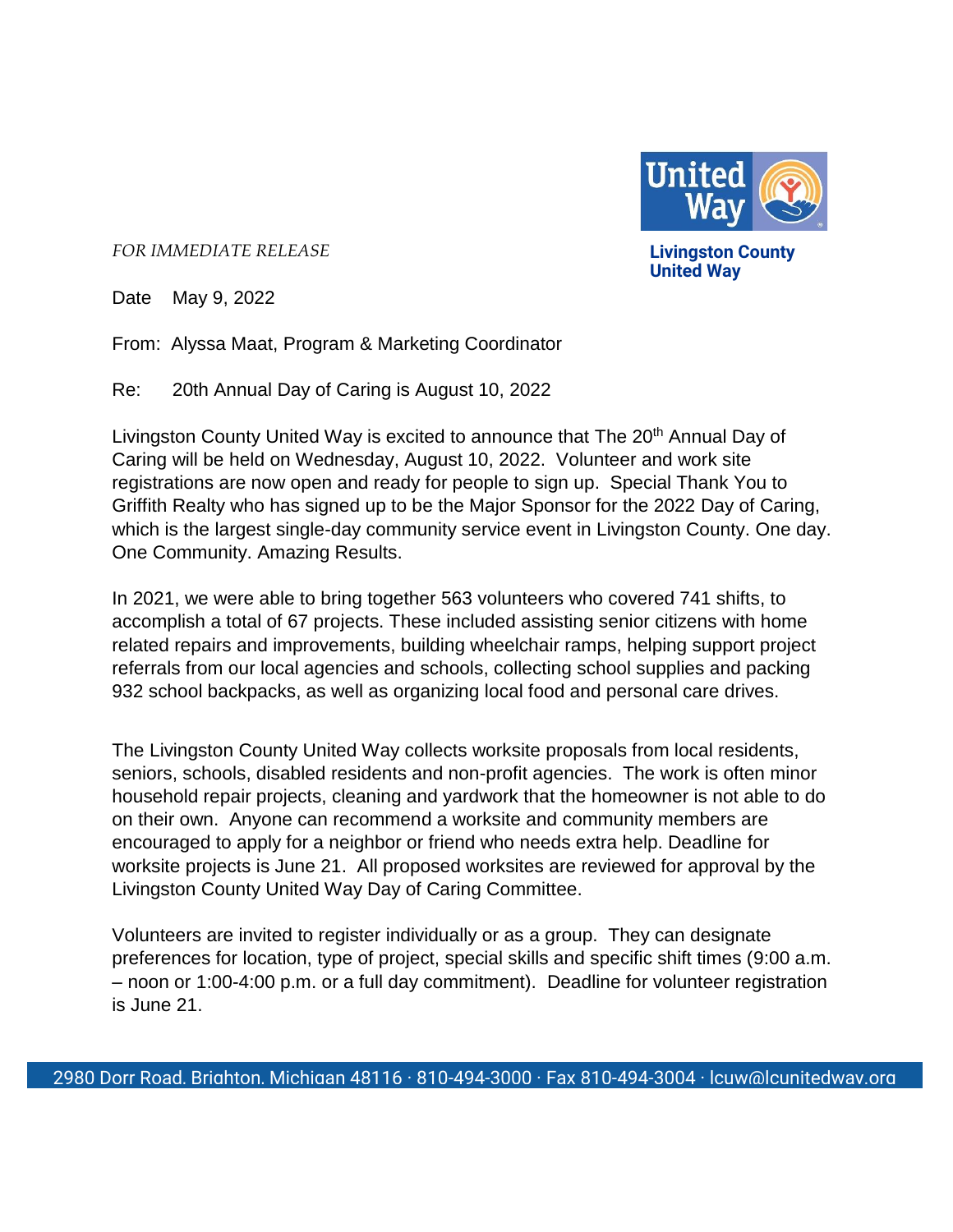Livingston County United Way

*FOR IMMEDIATE RELEASE*

Date May 9, 2022

From: Alyssa Maat, Program & Marketing Coordinator

Re: 20th Annual Day of Caring is August 10, 2022

Livingston County United Way is excited to announce that The 20th Annual Day of Caring will be held on Wednesday, August 10, 2022. Volunteer and work site registrations are now open and ready for people to sign up. Special Thank You to Griffith Realty who has signed up to be the Major Sponsor for the 2022 Day of Caring, which is the largest single-day community service event in Livingston County. One day. One Community. Amazing Results.

In 2021, we were able to bring together 563 volunteers who covered 741 shifts, to accomplish a total of 67 projects. These included assisting senior citizens with home related repairs and improvements, building wheelchair ramps, helping support project referrals from our local agencies and schools, collecting school supplies and packing 932 school backpacks, as well as organizing local food and personal care drives.

The Livingston County United Way collects worksite proposals from local residents, seniors, schools, disabled residents and non-profit agencies. The work is often minor household repair projects, cleaning and yardwork that the homeowner is not able to do on their own. Anyone can recommend a worksite and community members are encouraged to apply for a neighbor or friend who needs extra help. Deadline for worksite projects is June 21. All proposed worksites are reviewed for approval by the Livingston County United Way Day of Caring Committee.

Volunteers are invited to register individually or as a group. They can designate preferences for location, type of project, special skills and specific shift times (9:00 a.m. – noon or 1:00-4:00 p.m. or a full day commitment). Deadline for volunteer registration is June 21.

2980 Dorr Road, Brighton, Michigan 48116 · 810-494-3000 · Fax 810-494-3004 · lcuw@lcunitedway.org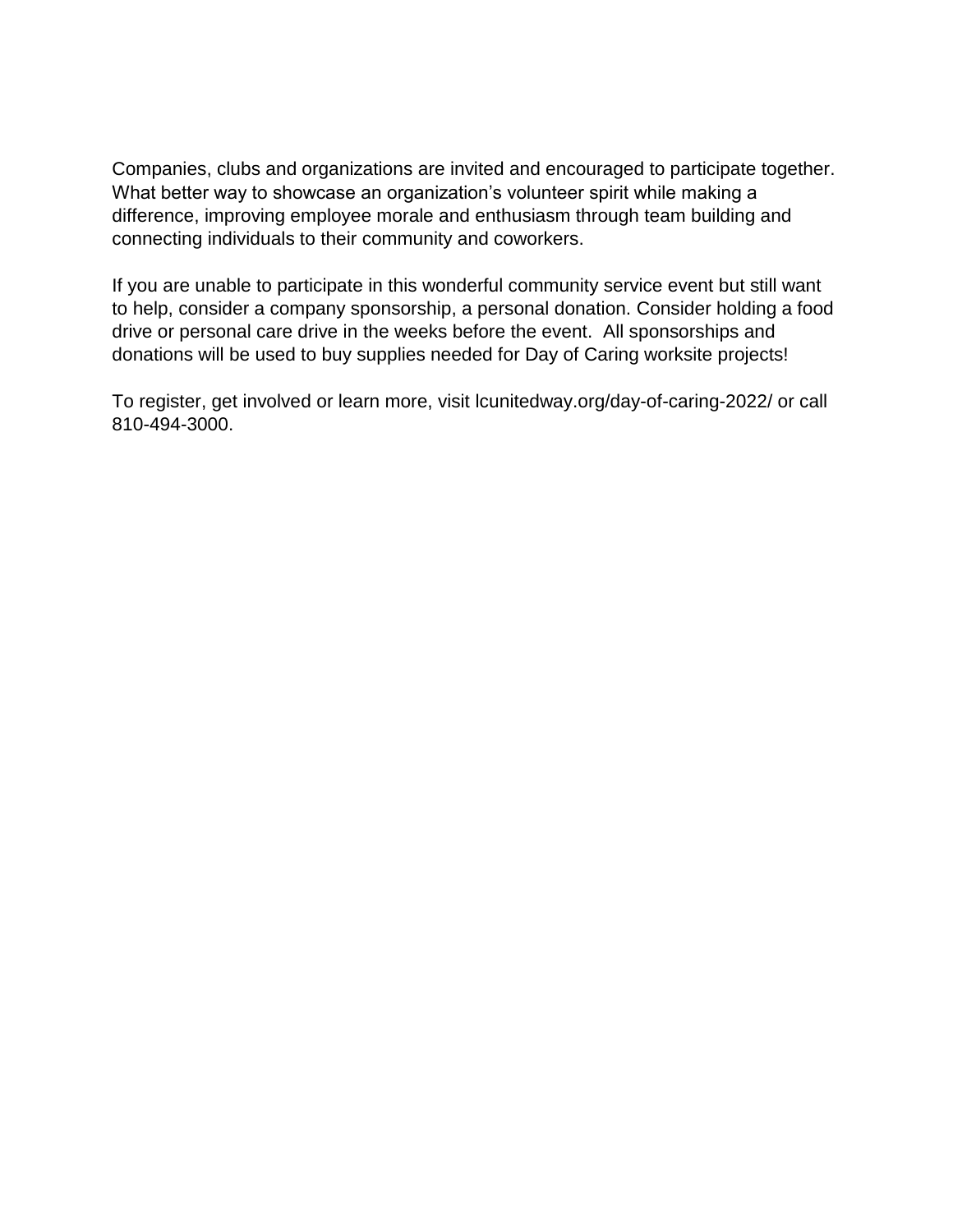Companies, clubs and organizations are invited and encouraged to participate together. What better way to showcase an organization's volunteer spirit while making a difference, improving employee morale and enthusiasm through team building and connecting individuals to their community and coworkers.

If you are unable to participate in this wonderful community service event but still want to help, consider a company sponsorship, a personal donation. Consider holding a food drive or personal care drive in the weeks before the event. All sponsorships and donations will be used to buy supplies needed for Day of Caring worksite projects!

To register, get involved or learn more, visit lcunitedway.org/day-of-caring-2022/ or call 810-494-3000.